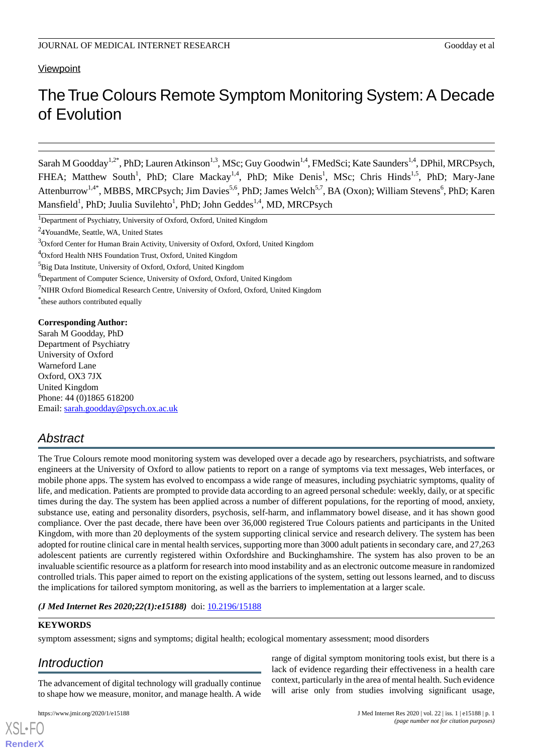Viewpoint

# The True Colours Remote Symptom Monitoring System: A Decade of Evolution

Sarah M Goodday[1,2*], PhD; Lauren Atkinson[1,3], MSc; Guy Goodwin[1,4], FMedSci; Kate Saunders[1,4], DPhil, MRCPsych, FHEA; Matthew South[1], PhD; Clare Mackay[1,4], PhD; Mike Denis[1], MSc; Chris Hinds[1,5], PhD; Mary-Jane Attenburrow[1,4*], MBBS, MRCPsych; Jim Davies[5,6], PhD; James Welch[5,7], BA (Oxon); William Stevens[6], PhD; Karen Mansfield[1], PhD; Juulia Suvilehto[1], PhD; John Geddes[1,4], MD, MRCPsych

[1]Department of Psychiatry, University of Oxford, Oxford, United Kingdom

[2]4YouandMe, Seattle, WA, United States

[3]Oxford Center for Human Brain Activity, University of Oxford, Oxford, United Kingdom

[4]Oxford Health NHS Foundation Trust, Oxford, United Kingdom

[5]Big Data Institute, University of Oxford, Oxford, United Kingdom

[6]Department of Computer Science, University of Oxford, Oxford, United Kingdom

[7]NIHR Oxford Biomedical Research Centre, University of Oxford, Oxford, United Kingdom

*these authors contributed equally

**Corresponding Author:**
Sarah M Goodday, PhD
Department of Psychiatry
University of Oxford
Warneford Lane
Oxford, OX3 7JX
United Kingdom
Phone: 44 (0)1865 618200
Email: sarah.goodday@psych.ox.ac.uk

## Abstract

The True Colours remote mood monitoring system was developed over a decade ago by researchers, psychiatrists, and software engineers at the University of Oxford to allow patients to report on a range of symptoms via text messages, Web interfaces, or mobile phone apps. The system has evolved to encompass a wide range of measures, including psychiatric symptoms, quality of life, and medication. Patients are prompted to provide data according to an agreed personal schedule: weekly, daily, or at specific times during the day. The system has been applied across a number of different populations, for the reporting of mood, anxiety, substance use, eating and personality disorders, psychosis, self-harm, and inflammatory bowel disease, and it has shown good compliance. Over the past decade, there have been over 36,000 registered True Colours patients and participants in the United Kingdom, with more than 20 deployments of the system supporting clinical service and research delivery. The system has been adopted for routine clinical care in mental health services, supporting more than 3000 adult patients in secondary care, and 27,263 adolescent patients are currently registered within Oxfordshire and Buckinghamshire. The system has also proven to be an invaluable scientific resource as a platform for research into mood instability and as an electronic outcome measure in randomized controlled trials. This paper aimed to report on the existing applications of the system, setting out lessons learned, and to discuss the implications for tailored symptom monitoring, as well as the barriers to implementation at a larger scale.

***(J Med Internet Res 2020;22(1):e15188)*** doi: 10.2196/15188

**KEYWORDS**

symptom assessment; signs and symptoms; digital health; ecological momentary assessment; mood disorders

## Introduction

The advancement of digital technology will gradually continue to shape how we measure, monitor, and manage health. A wide range of digital symptom monitoring tools exist, but there is a lack of evidence regarding their effectiveness in a health care context, particularly in the area of mental health. Such evidence will arise only from studies involving significant usage,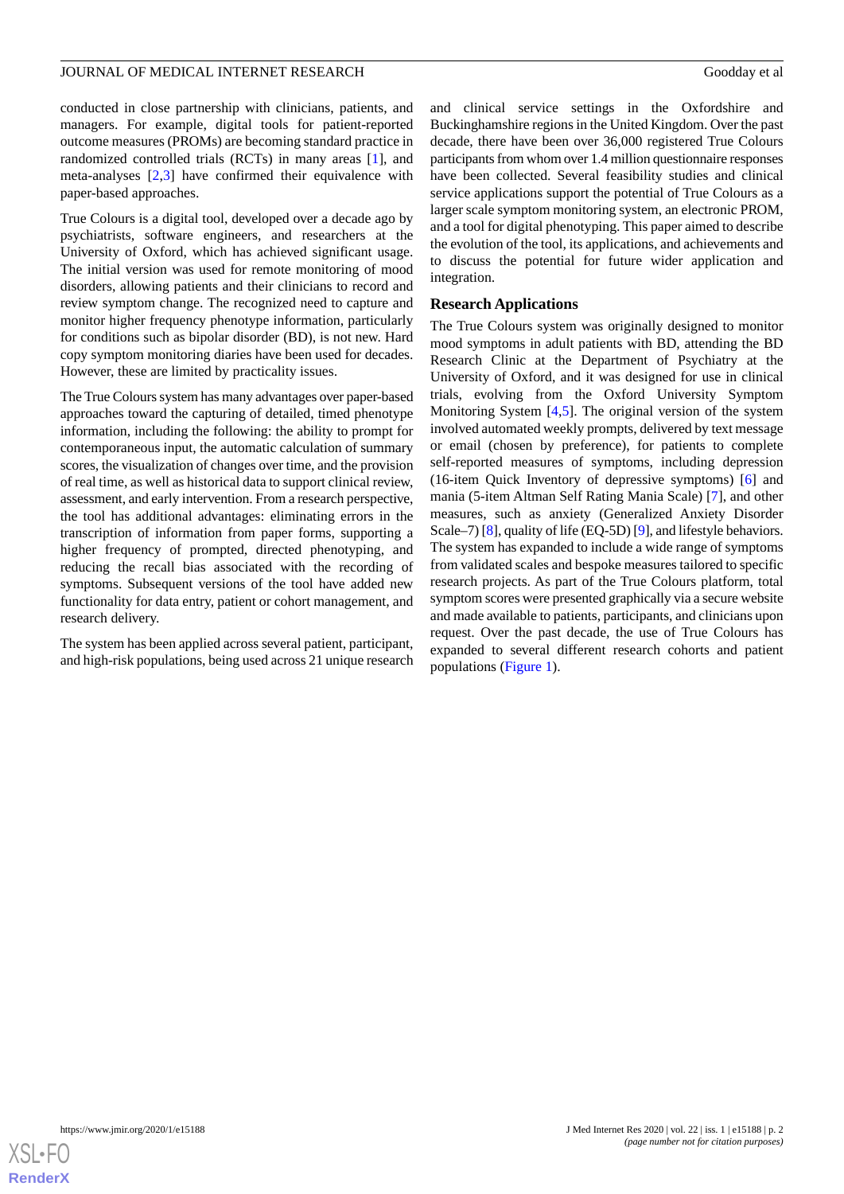conducted in close partnership with clinicians, patients, and managers. For example, digital tools for patient-reported outcome measures (PROMs) are becoming standard practice in randomized controlled trials (RCTs) in many areas [1], and meta-analyses [2,3] have confirmed their equivalence with paper-based approaches.

True Colours is a digital tool, developed over a decade ago by psychiatrists, software engineers, and researchers at the University of Oxford, which has achieved significant usage. The initial version was used for remote monitoring of mood disorders, allowing patients and their clinicians to record and review symptom change. The recognized need to capture and monitor higher frequency phenotype information, particularly for conditions such as bipolar disorder (BD), is not new. Hard copy symptom monitoring diaries have been used for decades. However, these are limited by practicality issues.

The True Colours system has many advantages over paper-based approaches toward the capturing of detailed, timed phenotype information, including the following: the ability to prompt for contemporaneous input, the automatic calculation of summary scores, the visualization of changes over time, and the provision of real time, as well as historical data to support clinical review, assessment, and early intervention. From a research perspective, the tool has additional advantages: eliminating errors in the transcription of information from paper forms, supporting a higher frequency of prompted, directed phenotyping, and reducing the recall bias associated with the recording of symptoms. Subsequent versions of the tool have added new functionality for data entry, patient or cohort management, and research delivery.

The system has been applied across several patient, participant, and high-risk populations, being used across 21 unique research and clinical service settings in the Oxfordshire and Buckinghamshire regions in the United Kingdom. Over the past decade, there have been over 36,000 registered True Colours participants from whom over 1.4 million questionnaire responses have been collected. Several feasibility studies and clinical service applications support the potential of True Colours as a larger scale symptom monitoring system, an electronic PROM, and a tool for digital phenotyping. This paper aimed to describe the evolution of the tool, its applications, and achievements and to discuss the potential for future wider application and integration.

## Research Applications

The True Colours system was originally designed to monitor mood symptoms in adult patients with BD, attending the BD Research Clinic at the Department of Psychiatry at the University of Oxford, and it was designed for use in clinical trials, evolving from the Oxford University Symptom Monitoring System [4,5]. The original version of the system involved automated weekly prompts, delivered by text message or email (chosen by preference), for patients to complete self-reported measures of symptoms, including depression (16-item Quick Inventory of depressive symptoms) [6] and mania (5-item Altman Self Rating Mania Scale) [7], and other measures, such as anxiety (Generalized Anxiety Disorder Scale–7) [8], quality of life (EQ-5D) [9], and lifestyle behaviors. The system has expanded to include a wide range of symptoms from validated scales and bespoke measures tailored to specific research projects. As part of the True Colours platform, total symptom scores were presented graphically via a secure website and made available to patients, participants, and clinicians upon request. Over the past decade, the use of True Colours has expanded to several different research cohorts and patient populations (Figure 1).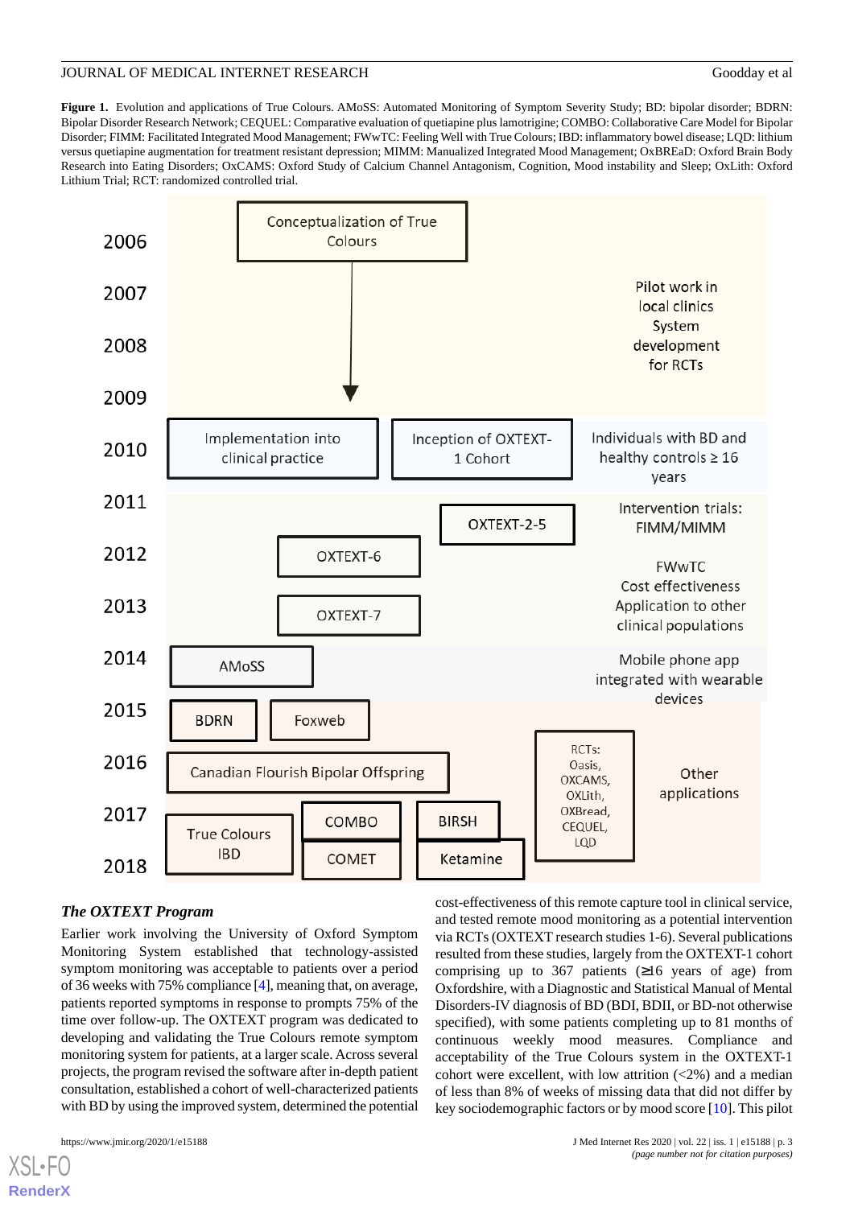**Figure 1.** Evolution and applications of True Colours. AMoSS: Automated Monitoring of Symptom Severity Study; BD: bipolar disorder; BDRN: Bipolar Disorder Research Network; CEQUEL: Comparative evaluation of quetiapine plus lamotrigine; COMBO: Collaborative Care Model for Bipolar Disorder; FIMM: Facilitated Integrated Mood Management; FWwTC: Feeling Well with True Colours; IBD: inflammatory bowel disease; LQD: lithium versus quetiapine augmentation for treatment resistant depression; MIMM: Manualized Integrated Mood Management; OxBREaD: Oxford Brain Body Research into Eating Disorders; OxCAMS: Oxford Study of Calcium Channel Antagonism, Cognition, Mood instability and Sleep; OxLith: Oxford Lithium Trial; RCT: randomized controlled trial.

### *The OXTEXT Program*

Earlier work involving the University of Oxford Symptom Monitoring System established that technology-assisted symptom monitoring was acceptable to patients over a period of 36 weeks with 75% compliance [4], meaning that, on average, patients reported symptoms in response to prompts 75% of the time over follow-up. The OXTEXT program was dedicated to developing and validating the True Colours remote symptom monitoring system for patients, at a larger scale. Across several projects, the program revised the software after in-depth patient consultation, established a cohort of well-characterized patients with BD by using the improved system, determined the potential cost-effectiveness of this remote capture tool in clinical service, and tested remote mood monitoring as a potential intervention via RCTs (OXTEXT research studies 1-6). Several publications resulted from these studies, largely from the OXTEXT-1 cohort comprising up to 367 patients (≥16 years of age) from Oxfordshire, with a Diagnostic and Statistical Manual of Mental Disorders-IV diagnosis of BD (BDI, BDII, or BD-not otherwise specified), with some patients completing up to 81 months of continuous weekly mood measures. Compliance and acceptability of the True Colours system in the OXTEXT-1 cohort were excellent, with low attrition (<2%) and a median of less than 8% of weeks of missing data that did not differ by key sociodemographic factors or by mood score [10]. This pilot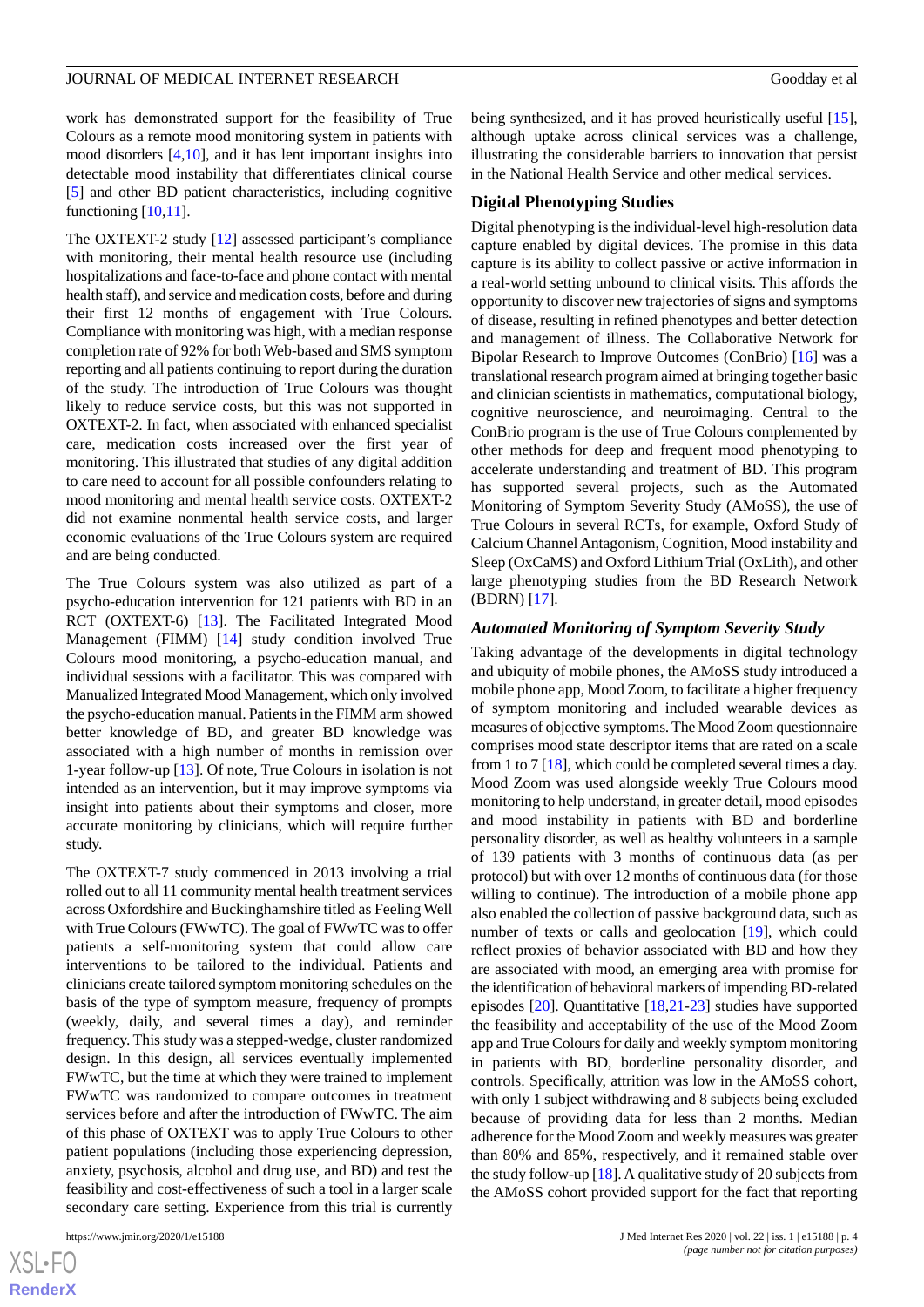work has demonstrated support for the feasibility of True Colours as a remote mood monitoring system in patients with mood disorders [4,10], and it has lent important insights into detectable mood instability that differentiates clinical course [5] and other BD patient characteristics, including cognitive functioning [10,11].

The OXTEXT-2 study [12] assessed participant's compliance with monitoring, their mental health resource use (including hospitalizations and face-to-face and phone contact with mental health staff), and service and medication costs, before and during their first 12 months of engagement with True Colours. Compliance with monitoring was high, with a median response completion rate of 92% for both Web-based and SMS symptom reporting and all patients continuing to report during the duration of the study. The introduction of True Colours was thought likely to reduce service costs, but this was not supported in OXTEXT-2. In fact, when associated with enhanced specialist care, medication costs increased over the first year of monitoring. This illustrated that studies of any digital addition to care need to account for all possible confounders relating to mood monitoring and mental health service costs. OXTEXT-2 did not examine nonmental health service costs, and larger economic evaluations of the True Colours system are required and are being conducted.

The True Colours system was also utilized as part of a psycho-education intervention for 121 patients with BD in an RCT (OXTEXT-6) [13]. The Facilitated Integrated Mood Management (FIMM) [14] study condition involved True Colours mood monitoring, a psycho-education manual, and individual sessions with a facilitator. This was compared with Manualized Integrated Mood Management, which only involved the psycho-education manual. Patients in the FIMM arm showed better knowledge of BD, and greater BD knowledge was associated with a high number of months in remission over 1-year follow-up [13]. Of note, True Colours in isolation is not intended as an intervention, but it may improve symptoms via insight into patients about their symptoms and closer, more accurate monitoring by clinicians, which will require further study.

The OXTEXT-7 study commenced in 2013 involving a trial rolled out to all 11 community mental health treatment services across Oxfordshire and Buckinghamshire titled as Feeling Well with True Colours (FWwTC). The goal of FWwTC was to offer patients a self-monitoring system that could allow care interventions to be tailored to the individual. Patients and clinicians create tailored symptom monitoring schedules on the basis of the type of symptom measure, frequency of prompts (weekly, daily, and several times a day), and reminder frequency. This study was a stepped-wedge, cluster randomized design. In this design, all services eventually implemented FWwTC, but the time at which they were trained to implement FWwTC was randomized to compare outcomes in treatment services before and after the introduction of FWwTC. The aim of this phase of OXTEXT was to apply True Colours to other patient populations (including those experiencing depression, anxiety, psychosis, alcohol and drug use, and BD) and test the feasibility and cost-effectiveness of such a tool in a larger scale secondary care setting. Experience from this trial is currently being synthesized, and it has proved heuristically useful [15], although uptake across clinical services was a challenge, illustrating the considerable barriers to innovation that persist in the National Health Service and other medical services.

## Digital Phenotyping Studies

Digital phenotyping is the individual-level high-resolution data capture enabled by digital devices. The promise in this data capture is its ability to collect passive or active information in a real-world setting unbound to clinical visits. This affords the opportunity to discover new trajectories of signs and symptoms of disease, resulting in refined phenotypes and better detection and management of illness. The Collaborative Network for Bipolar Research to Improve Outcomes (ConBrio) [16] was a translational research program aimed at bringing together basic and clinician scientists in mathematics, computational biology, cognitive neuroscience, and neuroimaging. Central to the ConBrio program is the use of True Colours complemented by other methods for deep and frequent mood phenotyping to accelerate understanding and treatment of BD. This program has supported several projects, such as the Automated Monitoring of Symptom Severity Study (AMoSS), the use of True Colours in several RCTs, for example, Oxford Study of Calcium Channel Antagonism, Cognition, Mood instability and Sleep (OxCaMS) and Oxford Lithium Trial (OxLith), and other large phenotyping studies from the BD Research Network (BDRN) [17].

### *Automated Monitoring of Symptom Severity Study*

Taking advantage of the developments in digital technology and ubiquity of mobile phones, the AMoSS study introduced a mobile phone app, Mood Zoom, to facilitate a higher frequency of symptom monitoring and included wearable devices as measures of objective symptoms. The Mood Zoom questionnaire comprises mood state descriptor items that are rated on a scale from 1 to 7 [18], which could be completed several times a day. Mood Zoom was used alongside weekly True Colours mood monitoring to help understand, in greater detail, mood episodes and mood instability in patients with BD and borderline personality disorder, as well as healthy volunteers in a sample of 139 patients with 3 months of continuous data (as per protocol) but with over 12 months of continuous data (for those willing to continue). The introduction of a mobile phone app also enabled the collection of passive background data, such as number of texts or calls and geolocation [19], which could reflect proxies of behavior associated with BD and how they are associated with mood, an emerging area with promise for the identification of behavioral markers of impending BD-related episodes [20]. Quantitative [18,21-23] studies have supported the feasibility and acceptability of the use of the Mood Zoom app and True Colours for daily and weekly symptom monitoring in patients with BD, borderline personality disorder, and controls. Specifically, attrition was low in the AMoSS cohort, with only 1 subject withdrawing and 8 subjects being excluded because of providing data for less than 2 months. Median adherence for the Mood Zoom and weekly measures was greater than 80% and 85%, respectively, and it remained stable over the study follow-up [18]. A qualitative study of 20 subjects from the AMoSS cohort provided support for the fact that reporting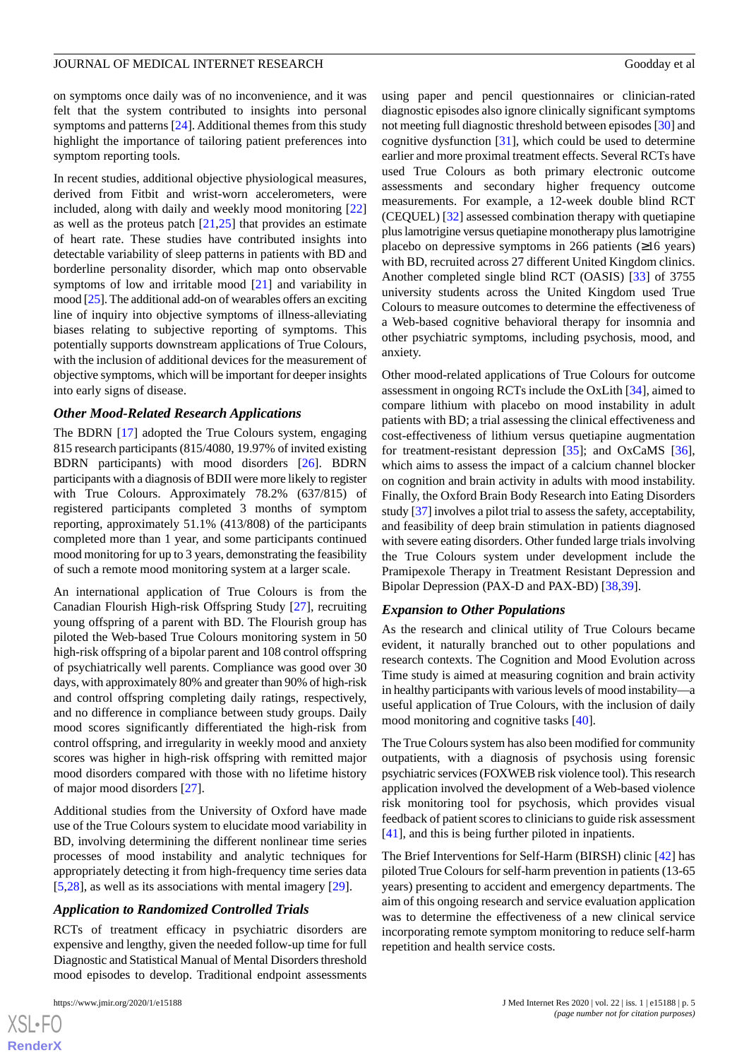on symptoms once daily was of no inconvenience, and it was felt that the system contributed to insights into personal symptoms and patterns [24]. Additional themes from this study highlight the importance of tailoring patient preferences into symptom reporting tools.

In recent studies, additional objective physiological measures, derived from Fitbit and wrist-worn accelerometers, were included, along with daily and weekly mood monitoring [22] as well as the proteus patch [21,25] that provides an estimate of heart rate. These studies have contributed insights into detectable variability of sleep patterns in patients with BD and borderline personality disorder, which map onto observable symptoms of low and irritable mood [21] and variability in mood [25]. The additional add-on of wearables offers an exciting line of inquiry into objective symptoms of illness-alleviating biases relating to subjective reporting of symptoms. This potentially supports downstream applications of True Colours, with the inclusion of additional devices for the measurement of objective symptoms, which will be important for deeper insights into early signs of disease.

### *Other Mood-Related Research Applications*

The BDRN [17] adopted the True Colours system, engaging 815 research participants (815/4080, 19.97% of invited existing BDRN participants) with mood disorders [26]. BDRN participants with a diagnosis of BDII were more likely to register with True Colours. Approximately 78.2% (637/815) of registered participants completed 3 months of symptom reporting, approximately 51.1% (413/808) of the participants completed more than 1 year, and some participants continued mood monitoring for up to 3 years, demonstrating the feasibility of such a remote mood monitoring system at a larger scale.

An international application of True Colours is from the Canadian Flourish High-risk Offspring Study [27], recruiting young offspring of a parent with BD. The Flourish group has piloted the Web-based True Colours monitoring system in 50 high-risk offspring of a bipolar parent and 108 control offspring of psychiatrically well parents. Compliance was good over 30 days, with approximately 80% and greater than 90% of high-risk and control offspring completing daily ratings, respectively, and no difference in compliance between study groups. Daily mood scores significantly differentiated the high-risk from control offspring, and irregularity in weekly mood and anxiety scores was higher in high-risk offspring with remitted major mood disorders compared with those with no lifetime history of major mood disorders [27].

Additional studies from the University of Oxford have made use of the True Colours system to elucidate mood variability in BD, involving determining the different nonlinear time series processes of mood instability and analytic techniques for appropriately detecting it from high-frequency time series data [5,28], as well as its associations with mental imagery [29].

### *Application to Randomized Controlled Trials*

RCTs of treatment efficacy in psychiatric disorders are expensive and lengthy, given the needed follow-up time for full Diagnostic and Statistical Manual of Mental Disorders threshold mood episodes to develop. Traditional endpoint assessments using paper and pencil questionnaires or clinician-rated diagnostic episodes also ignore clinically significant symptoms not meeting full diagnostic threshold between episodes [30] and cognitive dysfunction [31], which could be used to determine earlier and more proximal treatment effects. Several RCTs have used True Colours as both primary electronic outcome assessments and secondary higher frequency outcome measurements. For example, a 12-week double blind RCT (CEQUEL) [32] assessed combination therapy with quetiapine plus lamotrigine versus quetiapine monotherapy plus lamotrigine placebo on depressive symptoms in 266 patients (≥16 years) with BD, recruited across 27 different United Kingdom clinics. Another completed single blind RCT (OASIS) [33] of 3755 university students across the United Kingdom used True Colours to measure outcomes to determine the effectiveness of a Web-based cognitive behavioral therapy for insomnia and other psychiatric symptoms, including psychosis, mood, and anxiety.

Other mood-related applications of True Colours for outcome assessment in ongoing RCTs include the OxLith [34], aimed to compare lithium with placebo on mood instability in adult patients with BD; a trial assessing the clinical effectiveness and cost-effectiveness of lithium versus quetiapine augmentation for treatment-resistant depression [35]; and OxCaMS [36], which aims to assess the impact of a calcium channel blocker on cognition and brain activity in adults with mood instability. Finally, the Oxford Brain Body Research into Eating Disorders study [37] involves a pilot trial to assess the safety, acceptability, and feasibility of deep brain stimulation in patients diagnosed with severe eating disorders. Other funded large trials involving the True Colours system under development include the Pramipexole Therapy in Treatment Resistant Depression and Bipolar Depression (PAX-D and PAX-BD) [38,39].

### *Expansion to Other Populations*

As the research and clinical utility of True Colours became evident, it naturally branched out to other populations and research contexts. The Cognition and Mood Evolution across Time study is aimed at measuring cognition and brain activity in healthy participants with various levels of mood instability—a useful application of True Colours, with the inclusion of daily mood monitoring and cognitive tasks [40].

The True Colours system has also been modified for community outpatients, with a diagnosis of psychosis using forensic psychiatric services (FOXWEB risk violence tool). This research application involved the development of a Web-based violence risk monitoring tool for psychosis, which provides visual feedback of patient scores to clinicians to guide risk assessment [41], and this is being further piloted in inpatients.

The Brief Interventions for Self-Harm (BIRSH) clinic [42] has piloted True Colours for self-harm prevention in patients (13-65 years) presenting to accident and emergency departments. The aim of this ongoing research and service evaluation application was to determine the effectiveness of a new clinical service incorporating remote symptom monitoring to reduce self-harm repetition and health service costs.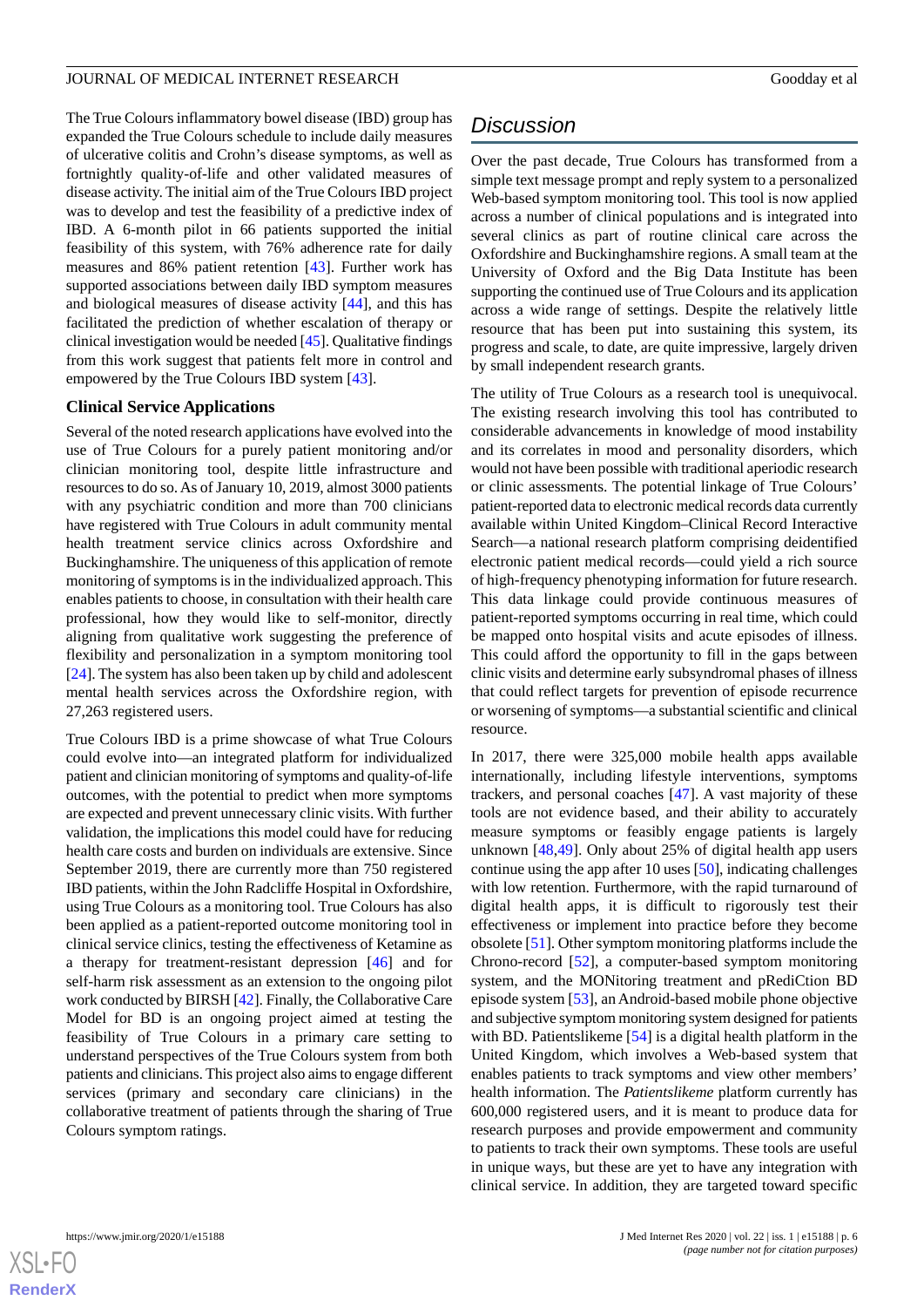The True Colours inflammatory bowel disease (IBD) group has expanded the True Colours schedule to include daily measures of ulcerative colitis and Crohn's disease symptoms, as well as fortnightly quality-of-life and other validated measures of disease activity. The initial aim of the True Colours IBD project was to develop and test the feasibility of a predictive index of IBD. A 6-month pilot in 66 patients supported the initial feasibility of this system, with 76% adherence rate for daily measures and 86% patient retention [43]. Further work has supported associations between daily IBD symptom measures and biological measures of disease activity [44], and this has facilitated the prediction of whether escalation of therapy or clinical investigation would be needed [45]. Qualitative findings from this work suggest that patients felt more in control and empowered by the True Colours IBD system [43].

### Clinical Service Applications

Several of the noted research applications have evolved into the use of True Colours for a purely patient monitoring and/or clinician monitoring tool, despite little infrastructure and resources to do so. As of January 10, 2019, almost 3000 patients with any psychiatric condition and more than 700 clinicians have registered with True Colours in adult community mental health treatment service clinics across Oxfordshire and Buckinghamshire. The uniqueness of this application of remote monitoring of symptoms is in the individualized approach. This enables patients to choose, in consultation with their health care professional, how they would like to self-monitor, directly aligning from qualitative work suggesting the preference of flexibility and personalization in a symptom monitoring tool [24]. The system has also been taken up by child and adolescent mental health services across the Oxfordshire region, with 27,263 registered users.

True Colours IBD is a prime showcase of what True Colours could evolve into—an integrated platform for individualized patient and clinician monitoring of symptoms and quality-of-life outcomes, with the potential to predict when more symptoms are expected and prevent unnecessary clinic visits. With further validation, the implications this model could have for reducing health care costs and burden on individuals are extensive. Since September 2019, there are currently more than 750 registered IBD patients, within the John Radcliffe Hospital in Oxfordshire, using True Colours as a monitoring tool. True Colours has also been applied as a patient-reported outcome monitoring tool in clinical service clinics, testing the effectiveness of Ketamine as a therapy for treatment-resistant depression [46] and for self-harm risk assessment as an extension to the ongoing pilot work conducted by BIRSH [42]. Finally, the Collaborative Care Model for BD is an ongoing project aimed at testing the feasibility of True Colours in a primary care setting to understand perspectives of the True Colours system from both patients and clinicians. This project also aims to engage different services (primary and secondary care clinicians) in the collaborative treatment of patients through the sharing of True Colours symptom ratings.

## Discussion

Over the past decade, True Colours has transformed from a simple text message prompt and reply system to a personalized Web-based symptom monitoring tool. This tool is now applied across a number of clinical populations and is integrated into several clinics as part of routine clinical care across the Oxfordshire and Buckinghamshire regions. A small team at the University of Oxford and the Big Data Institute has been supporting the continued use of True Colours and its application across a wide range of settings. Despite the relatively little resource that has been put into sustaining this system, its progress and scale, to date, are quite impressive, largely driven by small independent research grants.

The utility of True Colours as a research tool is unequivocal. The existing research involving this tool has contributed to considerable advancements in knowledge of mood instability and its correlates in mood and personality disorders, which would not have been possible with traditional aperiodic research or clinic assessments. The potential linkage of True Colours' patient-reported data to electronic medical records data currently available within United Kingdom–Clinical Record Interactive Search—a national research platform comprising deidentified electronic patient medical records—could yield a rich source of high-frequency phenotyping information for future research. This data linkage could provide continuous measures of patient-reported symptoms occurring in real time, which could be mapped onto hospital visits and acute episodes of illness. This could afford the opportunity to fill in the gaps between clinic visits and determine early subsyndromal phases of illness that could reflect targets for prevention of episode recurrence or worsening of symptoms—a substantial scientific and clinical resource.

In 2017, there were 325,000 mobile health apps available internationally, including lifestyle interventions, symptoms trackers, and personal coaches [47]. A vast majority of these tools are not evidence based, and their ability to accurately measure symptoms or feasibly engage patients is largely unknown [48,49]. Only about 25% of digital health app users continue using the app after 10 uses [50], indicating challenges with low retention. Furthermore, with the rapid turnaround of digital health apps, it is difficult to rigorously test their effectiveness or implement into practice before they become obsolete [51]. Other symptom monitoring platforms include the Chrono-record [52], a computer-based symptom monitoring system, and the MONitoring treatment and pRediCtion BD episode system [53], an Android-based mobile phone objective and subjective symptom monitoring system designed for patients with BD. Patientslikeme [54] is a digital health platform in the United Kingdom, which involves a Web-based system that enables patients to track symptoms and view other members' health information. The *Patientslikeme* platform currently has 600,000 registered users, and it is meant to produce data for research purposes and provide empowerment and community to patients to track their own symptoms. These tools are useful in unique ways, but these are yet to have any integration with clinical service. In addition, they are targeted toward specific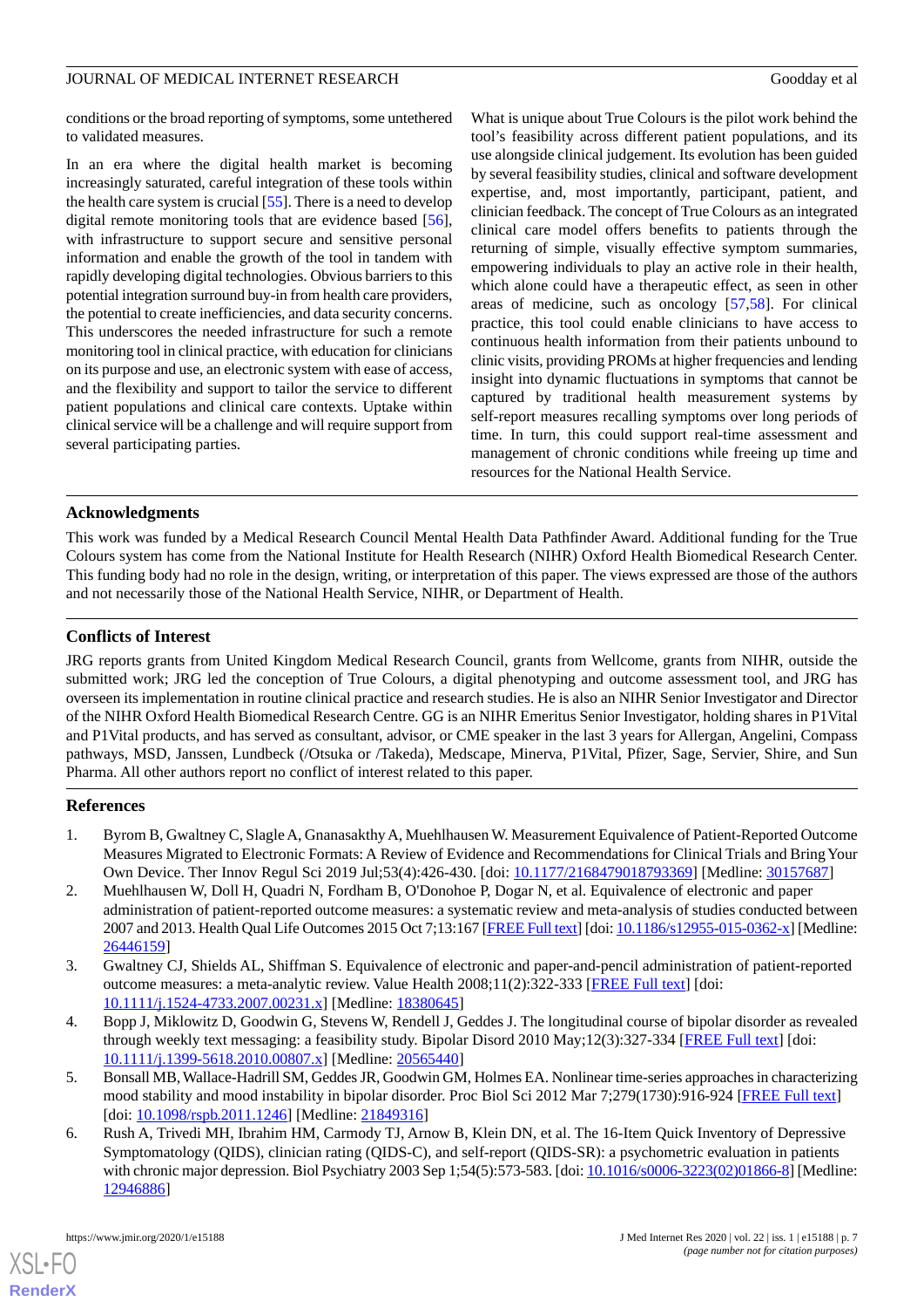conditions or the broad reporting of symptoms, some untethered to validated measures.

In an era where the digital health market is becoming increasingly saturated, careful integration of these tools within the health care system is crucial [55]. There is a need to develop digital remote monitoring tools that are evidence based [56], with infrastructure to support secure and sensitive personal information and enable the growth of the tool in tandem with rapidly developing digital technologies. Obvious barriers to this potential integration surround buy-in from health care providers, the potential to create inefficiencies, and data security concerns. This underscores the needed infrastructure for such a remote monitoring tool in clinical practice, with education for clinicians on its purpose and use, an electronic system with ease of access, and the flexibility and support to tailor the service to different patient populations and clinical care contexts. Uptake within clinical service will be a challenge and will require support from several participating parties.

What is unique about True Colours is the pilot work behind the tool's feasibility across different patient populations, and its use alongside clinical judgement. Its evolution has been guided by several feasibility studies, clinical and software development expertise, and, most importantly, participant, patient, and clinician feedback. The concept of True Colours as an integrated clinical care model offers benefits to patients through the returning of simple, visually effective symptom summaries, empowering individuals to play an active role in their health, which alone could have a therapeutic effect, as seen in other areas of medicine, such as oncology [57,58]. For clinical practice, this tool could enable clinicians to have access to continuous health information from their patients unbound to clinic visits, providing PROMs at higher frequencies and lending insight into dynamic fluctuations in symptoms that cannot be captured by traditional health measurement systems by self-report measures recalling symptoms over long periods of time. In turn, this could support real-time assessment and management of chronic conditions while freeing up time and resources for the National Health Service.

## Acknowledgments

This work was funded by a Medical Research Council Mental Health Data Pathfinder Award. Additional funding for the True Colours system has come from the National Institute for Health Research (NIHR) Oxford Health Biomedical Research Center. This funding body had no role in the design, writing, or interpretation of this paper. The views expressed are those of the authors and not necessarily those of the National Health Service, NIHR, or Department of Health.

## Conflicts of Interest

JRG reports grants from United Kingdom Medical Research Council, grants from Wellcome, grants from NIHR, outside the submitted work; JRG led the conception of True Colours, a digital phenotyping and outcome assessment tool, and JRG has overseen its implementation in routine clinical practice and research studies. He is also an NIHR Senior Investigator and Director of the NIHR Oxford Health Biomedical Research Centre. GG is an NIHR Emeritus Senior Investigator, holding shares in P1Vital and P1Vital products, and has served as consultant, advisor, or CME speaker in the last 3 years for Allergan, Angelini, Compass pathways, MSD, Janssen, Lundbeck (/Otsuka or /Takeda), Medscape, Minerva, P1Vital, Pfizer, Sage, Servier, Shire, and Sun Pharma. All other authors report no conflict of interest related to this paper.

## References

1. Byrom B, Gwaltney C, Slagle A, Gnanasakthy A, Muehlhausen W. Measurement Equivalence of Patient-Reported Outcome Measures Migrated to Electronic Formats: A Review of Evidence and Recommendations for Clinical Trials and Bring Your Own Device. Ther Innov Regul Sci 2019 Jul;53(4):426-430. [doi: 10.1177/2168479018793369] [Medline: 30157687]
2. Muehlhausen W, Doll H, Quadri N, Fordham B, O'Donohoe P, Dogar N, et al. Equivalence of electronic and paper administration of patient-reported outcome measures: a systematic review and meta-analysis of studies conducted between 2007 and 2013. Health Qual Life Outcomes 2015 Oct 7;13:167 [FREE Full text] [doi: 10.1186/s12955-015-0362-x] [Medline: 26446159]
3. Gwaltney CJ, Shields AL, Shiffman S. Equivalence of electronic and paper-and-pencil administration of patient-reported outcome measures: a meta-analytic review. Value Health 2008;11(2):322-333 [FREE Full text] [doi: 10.1111/j.1524-4733.2007.00231.x] [Medline: 18380645]
4. Bopp J, Miklowitz D, Goodwin G, Stevens W, Rendell J, Geddes J. The longitudinal course of bipolar disorder as revealed through weekly text messaging: a feasibility study. Bipolar Disord 2010 May;12(3):327-334 [FREE Full text] [doi: 10.1111/j.1399-5618.2010.00807.x] [Medline: 20565440]
5. Bonsall MB, Wallace-Hadrill SM, Geddes JR, Goodwin GM, Holmes EA. Nonlinear time-series approaches in characterizing mood stability and mood instability in bipolar disorder. Proc Biol Sci 2012 Mar 7;279(1730):916-924 [FREE Full text] [doi: 10.1098/rspb.2011.1246] [Medline: 21849316]
6. Rush A, Trivedi MH, Ibrahim HM, Carmody TJ, Arnow B, Klein DN, et al. The 16-Item Quick Inventory of Depressive Symptomatology (QIDS), clinician rating (QIDS-C), and self-report (QIDS-SR): a psychometric evaluation in patients with chronic major depression. Biol Psychiatry 2003 Sep 1;54(5):573-583. [doi: 10.1016/s0006-3223(02)01866-8] [Medline: 12946886]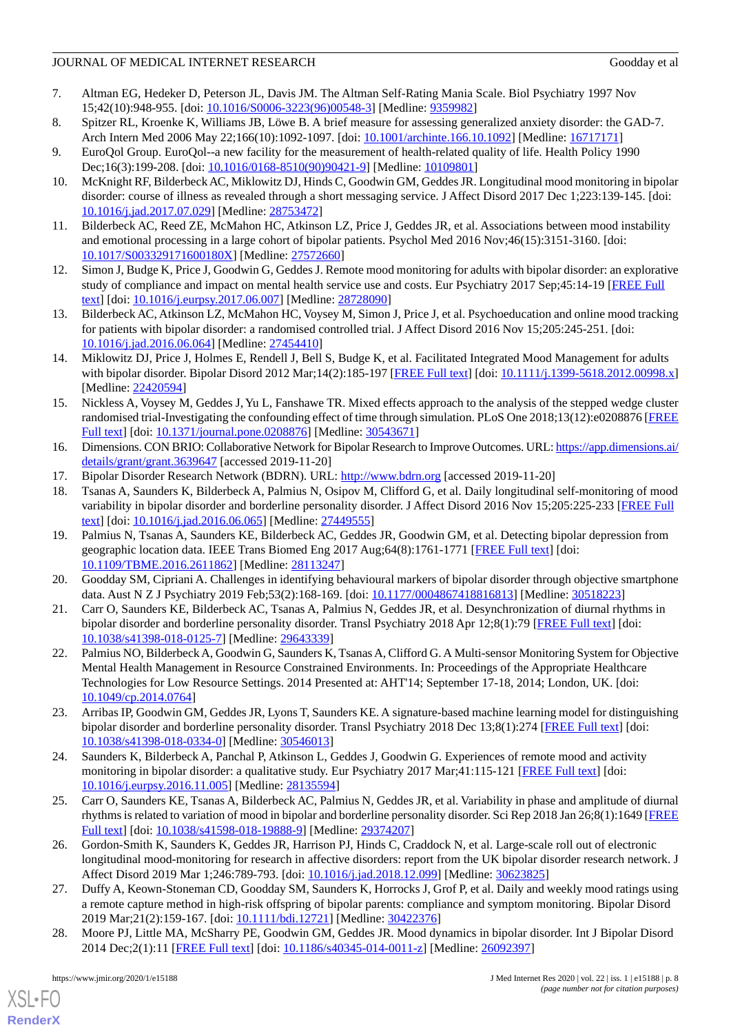7. Altman EG, Hedeker D, Peterson JL, Davis JM. The Altman Self-Rating Mania Scale. Biol Psychiatry 1997 Nov 15;42(10):948-955. [doi: 10.1016/S0006-3223(96)00548-3] [Medline: 9359982]
8. Spitzer RL, Kroenke K, Williams JB, Löwe B. A brief measure for assessing generalized anxiety disorder: the GAD-7. Arch Intern Med 2006 May 22;166(10):1092-1097. [doi: 10.1001/archinte.166.10.1092] [Medline: 16717171]
9. EuroQol Group. EuroQol--a new facility for the measurement of health-related quality of life. Health Policy 1990 Dec;16(3):199-208. [doi: 10.1016/0168-8510(90)90421-9] [Medline: 10109801]
10. McKnight RF, Bilderbeck AC, Miklowitz DJ, Hinds C, Goodwin GM, Geddes JR. Longitudinal mood monitoring in bipolar disorder: course of illness as revealed through a short messaging service. J Affect Disord 2017 Dec 1;223:139-145. [doi: 10.1016/j.jad.2017.07.029] [Medline: 28753472]
11. Bilderbeck AC, Reed ZE, McMahon HC, Atkinson LZ, Price J, Geddes JR, et al. Associations between mood instability and emotional processing in a large cohort of bipolar patients. Psychol Med 2016 Nov;46(15):3151-3160. [doi: 10.1017/S003329171600180X] [Medline: 27572660]
12. Simon J, Budge K, Price J, Goodwin G, Geddes J. Remote mood monitoring for adults with bipolar disorder: an explorative study of compliance and impact on mental health service use and costs. Eur Psychiatry 2017 Sep;45:14-19 [FREE Full text] [doi: 10.1016/j.eurpsy.2017.06.007] [Medline: 28728090]
13. Bilderbeck AC, Atkinson LZ, McMahon HC, Voysey M, Simon J, Price J, et al. Psychoeducation and online mood tracking for patients with bipolar disorder: a randomised controlled trial. J Affect Disord 2016 Nov 15;205:245-251. [doi: 10.1016/j.jad.2016.06.064] [Medline: 27454410]
14. Miklowitz DJ, Price J, Holmes E, Rendell J, Bell S, Budge K, et al. Facilitated Integrated Mood Management for adults with bipolar disorder. Bipolar Disord 2012 Mar;14(2):185-197 [FREE Full text] [doi: 10.1111/j.1399-5618.2012.00998.x] [Medline: 22420594]
15. Nickless A, Voysey M, Geddes J, Yu L, Fanshawe TR. Mixed effects approach to the analysis of the stepped wedge cluster randomised trial-Investigating the confounding effect of time through simulation. PLoS One 2018;13(12):e0208876 [FREE Full text] [doi: 10.1371/journal.pone.0208876] [Medline: 30543671]
16. Dimensions. CON BRIO: Collaborative Network for Bipolar Research to Improve Outcomes. URL: https://app.dimensions.ai/details/grant/grant.3639647 [accessed 2019-11-20]
17. Bipolar Disorder Research Network (BDRN). URL: http://www.bdrn.org [accessed 2019-11-20]
18. Tsanas A, Saunders K, Bilderbeck A, Palmius N, Osipov M, Clifford G, et al. Daily longitudinal self-monitoring of mood variability in bipolar disorder and borderline personality disorder. J Affect Disord 2016 Nov 15;205:225-233 [FREE Full text] [doi: 10.1016/j.jad.2016.06.065] [Medline: 27449555]
19. Palmius N, Tsanas A, Saunders KE, Bilderbeck AC, Geddes JR, Goodwin GM, et al. Detecting bipolar depression from geographic location data. IEEE Trans Biomed Eng 2017 Aug;64(8):1761-1771 [FREE Full text] [doi: 10.1109/TBME.2016.2611862] [Medline: 28113247]
20. Goodday SM, Cipriani A. Challenges in identifying behavioural markers of bipolar disorder through objective smartphone data. Aust N Z J Psychiatry 2019 Feb;53(2):168-169. [doi: 10.1177/0004867418816813] [Medline: 30518223]
21. Carr O, Saunders KE, Bilderbeck AC, Tsanas A, Palmius N, Geddes JR, et al. Desynchronization of diurnal rhythms in bipolar disorder and borderline personality disorder. Transl Psychiatry 2018 Apr 12;8(1):79 [FREE Full text] [doi: 10.1038/s41398-018-0125-7] [Medline: 29643339]
22. Palmius NO, Bilderbeck A, Goodwin G, Saunders K, Tsanas A, Clifford G. A Multi-sensor Monitoring System for Objective Mental Health Management in Resource Constrained Environments. In: Proceedings of the Appropriate Healthcare Technologies for Low Resource Settings. 2014 Presented at: AHT'14; September 17-18, 2014; London, UK. [doi: 10.1049/cp.2014.0764]
23. Arribas IP, Goodwin GM, Geddes JR, Lyons T, Saunders KE. A signature-based machine learning model for distinguishing bipolar disorder and borderline personality disorder. Transl Psychiatry 2018 Dec 13;8(1):274 [FREE Full text] [doi: 10.1038/s41398-018-0334-0] [Medline: 30546013]
24. Saunders K, Bilderbeck A, Panchal P, Atkinson L, Geddes J, Goodwin G. Experiences of remote mood and activity monitoring in bipolar disorder: a qualitative study. Eur Psychiatry 2017 Mar;41:115-121 [FREE Full text] [doi: 10.1016/j.eurpsy.2016.11.005] [Medline: 28135594]
25. Carr O, Saunders KE, Tsanas A, Bilderbeck AC, Palmius N, Geddes JR, et al. Variability in phase and amplitude of diurnal rhythms is related to variation of mood in bipolar and borderline personality disorder. Sci Rep 2018 Jan 26;8(1):1649 [FREE Full text] [doi: 10.1038/s41598-018-19888-9] [Medline: 29374207]
26. Gordon-Smith K, Saunders K, Geddes JR, Harrison PJ, Hinds C, Craddock N, et al. Large-scale roll out of electronic longitudinal mood-monitoring for research in affective disorders: report from the UK bipolar disorder research network. J Affect Disord 2019 Mar 1;246:789-793. [doi: 10.1016/j.jad.2018.12.099] [Medline: 30623825]
27. Duffy A, Keown-Stoneman CD, Goodday SM, Saunders K, Horrocks J, Grof P, et al. Daily and weekly mood ratings using a remote capture method in high-risk offspring of bipolar parents: compliance and symptom monitoring. Bipolar Disord 2019 Mar;21(2):159-167. [doi: 10.1111/bdi.12721] [Medline: 30422376]
28. Moore PJ, Little MA, McSharry PE, Goodwin GM, Geddes JR. Mood dynamics in bipolar disorder. Int J Bipolar Disord 2014 Dec;2(1):11 [FREE Full text] [doi: 10.1186/s40345-014-0011-z] [Medline: 26092397]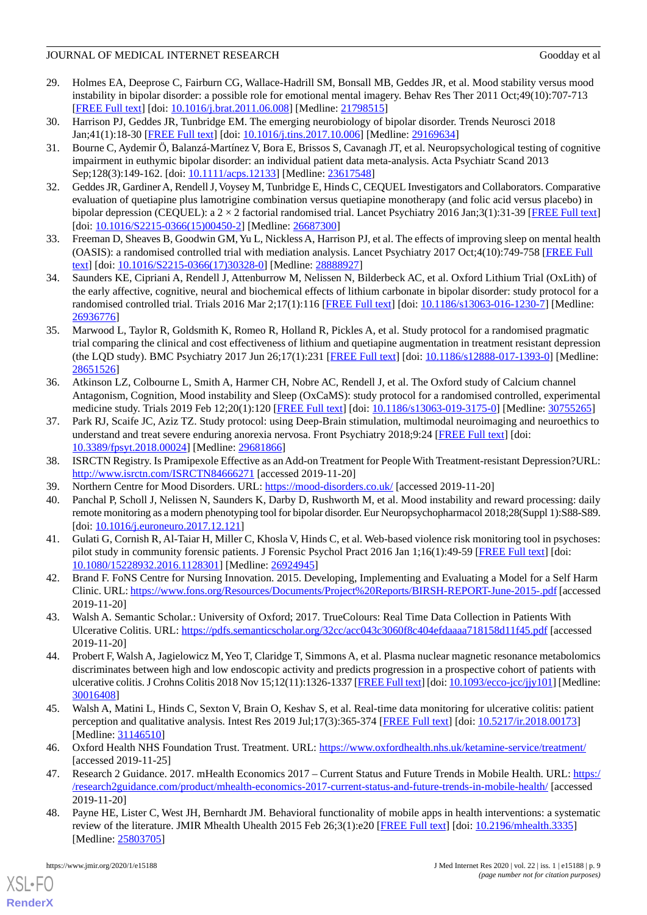29. Holmes EA, Deeprose C, Fairburn CG, Wallace-Hadrill SM, Bonsall MB, Geddes JR, et al. Mood stability versus mood instability in bipolar disorder: a possible role for emotional mental imagery. Behav Res Ther 2011 Oct;49(10):707-713 [FREE Full text] [doi: 10.1016/j.brat.2011.06.008] [Medline: 21798515]
30. Harrison PJ, Geddes JR, Tunbridge EM. The emerging neurobiology of bipolar disorder. Trends Neurosci 2018 Jan;41(1):18-30 [FREE Full text] [doi: 10.1016/j.tins.2017.10.006] [Medline: 29169634]
31. Bourne C, Aydemir Ö, Balanzá-Martínez V, Bora E, Brissos S, Cavanagh JT, et al. Neuropsychological testing of cognitive impairment in euthymic bipolar disorder: an individual patient data meta-analysis. Acta Psychiatr Scand 2013 Sep;128(3):149-162. [doi: 10.1111/acps.12133] [Medline: 23617548]
32. Geddes JR, Gardiner A, Rendell J, Voysey M, Tunbridge E, Hinds C, CEQUEL Investigators and Collaborators. Comparative evaluation of quetiapine plus lamotrigine combination versus quetiapine monotherapy (and folic acid versus placebo) in bipolar depression (CEQUEL): a 2 × 2 factorial randomised trial. Lancet Psychiatry 2016 Jan;3(1):31-39 [FREE Full text] [doi: 10.1016/S2215-0366(15)00450-2] [Medline: 26687300]
33. Freeman D, Sheaves B, Goodwin GM, Yu L, Nickless A, Harrison PJ, et al. The effects of improving sleep on mental health (OASIS): a randomised controlled trial with mediation analysis. Lancet Psychiatry 2017 Oct;4(10):749-758 [FREE Full text] [doi: 10.1016/S2215-0366(17)30328-0] [Medline: 28888927]
34. Saunders KE, Cipriani A, Rendell J, Attenburrow M, Nelissen N, Bilderbeck AC, et al. Oxford Lithium Trial (OxLith) of the early affective, cognitive, neural and biochemical effects of lithium carbonate in bipolar disorder: study protocol for a randomised controlled trial. Trials 2016 Mar 2;17(1):116 [FREE Full text] [doi: 10.1186/s13063-016-1230-7] [Medline: 26936776]
35. Marwood L, Taylor R, Goldsmith K, Romeo R, Holland R, Pickles A, et al. Study protocol for a randomised pragmatic trial comparing the clinical and cost effectiveness of lithium and quetiapine augmentation in treatment resistant depression (the LQD study). BMC Psychiatry 2017 Jun 26;17(1):231 [FREE Full text] [doi: 10.1186/s12888-017-1393-0] [Medline: 28651526]
36. Atkinson LZ, Colbourne L, Smith A, Harmer CH, Nobre AC, Rendell J, et al. The Oxford study of Calcium channel Antagonism, Cognition, Mood instability and Sleep (OxCaMS): study protocol for a randomised controlled, experimental medicine study. Trials 2019 Feb 12;20(1):120 [FREE Full text] [doi: 10.1186/s13063-019-3175-0] [Medline: 30755265]
37. Park RJ, Scaife JC, Aziz TZ. Study protocol: using Deep-Brain stimulation, multimodal neuroimaging and neuroethics to understand and treat severe enduring anorexia nervosa. Front Psychiatry 2018;9:24 [FREE Full text] [doi: 10.3389/fpsyt.2018.00024] [Medline: 29681866]
38. ISRCTN Registry. Is Pramipexole Effective as an Add-on Treatment for People With Treatment-resistant Depression?URL: http://www.isrctn.com/ISRCTN84666271 [accessed 2019-11-20]
39. Northern Centre for Mood Disorders. URL: https://mood-disorders.co.uk/ [accessed 2019-11-20]
40. Panchal P, Scholl J, Nelissen N, Saunders K, Darby D, Rushworth M, et al. Mood instability and reward processing: daily remote monitoring as a modern phenotyping tool for bipolar disorder. Eur Neuropsychopharmacol 2018;28(Suppl 1):S88-S89. [doi: 10.1016/j.euroneuro.2017.12.121]
41. Gulati G, Cornish R, Al-Taiar H, Miller C, Khosla V, Hinds C, et al. Web-based violence risk monitoring tool in psychoses: pilot study in community forensic patients. J Forensic Psychol Pract 2016 Jan 1;16(1):49-59 [FREE Full text] [doi: 10.1080/15228932.2016.1128301] [Medline: 26924945]
42. Brand F. FoNS Centre for Nursing Innovation. 2015. Developing, Implementing and Evaluating a Model for a Self Harm Clinic. URL: https://www.fons.org/Resources/Documents/Project%20Reports/BIRSH-REPORT-June-2015-.pdf [accessed 2019-11-20]
43. Walsh A. Semantic Scholar.: University of Oxford; 2017. TrueColours: Real Time Data Collection in Patients With Ulcerative Colitis. URL: https://pdfs.semanticscholar.org/32cc/acc043c3060f8c404efdaaaa718158d11f45.pdf [accessed 2019-11-20]
44. Probert F, Walsh A, Jagielowicz M, Yeo T, Claridge T, Simmons A, et al. Plasma nuclear magnetic resonance metabolomics discriminates between high and low endoscopic activity and predicts progression in a prospective cohort of patients with ulcerative colitis. J Crohns Colitis 2018 Nov 15;12(11):1326-1337 [FREE Full text] [doi: 10.1093/ecco-jcc/jjy101] [Medline: 30016408]
45. Walsh A, Matini L, Hinds C, Sexton V, Brain O, Keshav S, et al. Real-time data monitoring for ulcerative colitis: patient perception and qualitative analysis. Intest Res 2019 Jul;17(3):365-374 [FREE Full text] [doi: 10.5217/ir.2018.00173] [Medline: 31146510]
46. Oxford Health NHS Foundation Trust. Treatment. URL: https://www.oxfordhealth.nhs.uk/ketamine-service/treatment/ [accessed 2019-11-25]
47. Research 2 Guidance. 2017. mHealth Economics 2017 – Current Status and Future Trends in Mobile Health. URL: https://research2guidance.com/product/mhealth-economics-2017-current-status-and-future-trends-in-mobile-health/ [accessed 2019-11-20]
48. Payne HE, Lister C, West JH, Bernhardt JM. Behavioral functionality of mobile apps in health interventions: a systematic review of the literature. JMIR Mhealth Uhealth 2015 Feb 26;3(1):e20 [FREE Full text] [doi: 10.2196/mhealth.3335] [Medline: 25803705]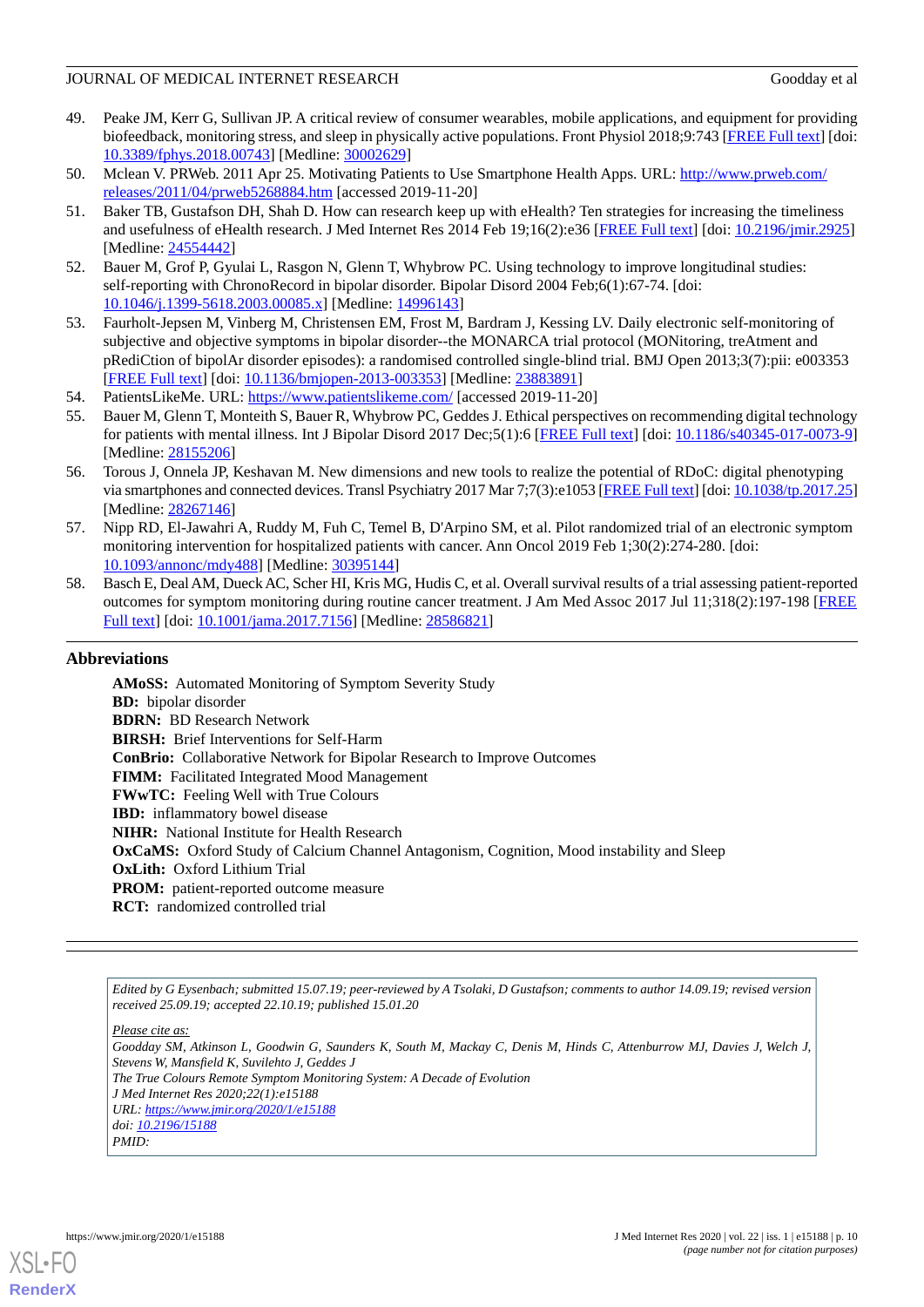49. Peake JM, Kerr G, Sullivan JP. A critical review of consumer wearables, mobile applications, and equipment for providing biofeedback, monitoring stress, and sleep in physically active populations. Front Physiol 2018;9:743 [FREE Full text] [doi: 10.3389/fphys.2018.00743] [Medline: 30002629]
50. Mclean V. PRWeb. 2011 Apr 25. Motivating Patients to Use Smartphone Health Apps. URL: http://www.prweb.com/releases/2011/04/prweb5268884.htm [accessed 2019-11-20]
51. Baker TB, Gustafson DH, Shah D. How can research keep up with eHealth? Ten strategies for increasing the timeliness and usefulness of eHealth research. J Med Internet Res 2014 Feb 19;16(2):e36 [FREE Full text] [doi: 10.2196/jmir.2925] [Medline: 24554442]
52. Bauer M, Grof P, Gyulai L, Rasgon N, Glenn T, Whybrow PC. Using technology to improve longitudinal studies: self-reporting with ChronoRecord in bipolar disorder. Bipolar Disord 2004 Feb;6(1):67-74. [doi: 10.1046/j.1399-5618.2003.00085.x] [Medline: 14996143]
53. Faurholt-Jepsen M, Vinberg M, Christensen EM, Frost M, Bardram J, Kessing LV. Daily electronic self-monitoring of subjective and objective symptoms in bipolar disorder--the MONARCA trial protocol (MONitoring, treAtment and pRediCtion of bipolAr disorder episodes): a randomised controlled single-blind trial. BMJ Open 2013;3(7):pii: e003353 [FREE Full text] [doi: 10.1136/bmjopen-2013-003353] [Medline: 23883891]
54. PatientsLikeMe. URL: https://www.patientslikeme.com/ [accessed 2019-11-20]
55. Bauer M, Glenn T, Monteith S, Bauer R, Whybrow PC, Geddes J. Ethical perspectives on recommending digital technology for patients with mental illness. Int J Bipolar Disord 2017 Dec;5(1):6 [FREE Full text] [doi: 10.1186/s40345-017-0073-9] [Medline: 28155206]
56. Torous J, Onnela JP, Keshavan M. New dimensions and new tools to realize the potential of RDoC: digital phenotyping via smartphones and connected devices. Transl Psychiatry 2017 Mar 7;7(3):e1053 [FREE Full text] [doi: 10.1038/tp.2017.25] [Medline: 28267146]
57. Nipp RD, El-Jawahri A, Ruddy M, Fuh C, Temel B, D'Arpino SM, et al. Pilot randomized trial of an electronic symptom monitoring intervention for hospitalized patients with cancer. Ann Oncol 2019 Feb 1;30(2):274-280. [doi: 10.1093/annonc/mdy488] [Medline: 30395144]
58. Basch E, Deal AM, Dueck AC, Scher HI, Kris MG, Hudis C, et al. Overall survival results of a trial assessing patient-reported outcomes for symptom monitoring during routine cancer treatment. J Am Med Assoc 2017 Jul 11;318(2):197-198 [FREE Full text] [doi: 10.1001/jama.2017.7156] [Medline: 28586821]

## Abbreviations

**AMoSS:** Automated Monitoring of Symptom Severity Study
**BD:** bipolar disorder
**BDRN:** BD Research Network
**BIRSH:** Brief Interventions for Self-Harm
**ConBrio:** Collaborative Network for Bipolar Research to Improve Outcomes
**FIMM:** Facilitated Integrated Mood Management
**FWwTC:** Feeling Well with True Colours
**IBD:** inflammatory bowel disease
**NIHR:** National Institute for Health Research
**OxCaMS:** Oxford Study of Calcium Channel Antagonism, Cognition, Mood instability and Sleep
**OxLith:** Oxford Lithium Trial
**PROM:** patient-reported outcome measure
**RCT:** randomized controlled trial

*Edited by G Eysenbach; submitted 15.07.19; peer-reviewed by A Tsolaki, D Gustafson; comments to author 14.09.19; revised version received 25.09.19; accepted 22.10.19; published 15.01.20*

*Please cite as:*
*Goodday SM, Atkinson L, Goodwin G, Saunders K, South M, Mackay C, Denis M, Hinds C, Attenburrow MJ, Davies J, Welch J, Stevens W, Mansfield K, Suvilehto J, Geddes J*
*The True Colours Remote Symptom Monitoring System: A Decade of Evolution*
*J Med Internet Res 2020;22(1):e15188*
*URL: https://www.jmir.org/2020/1/e15188*
*doi: 10.2196/15188*
*PMID:*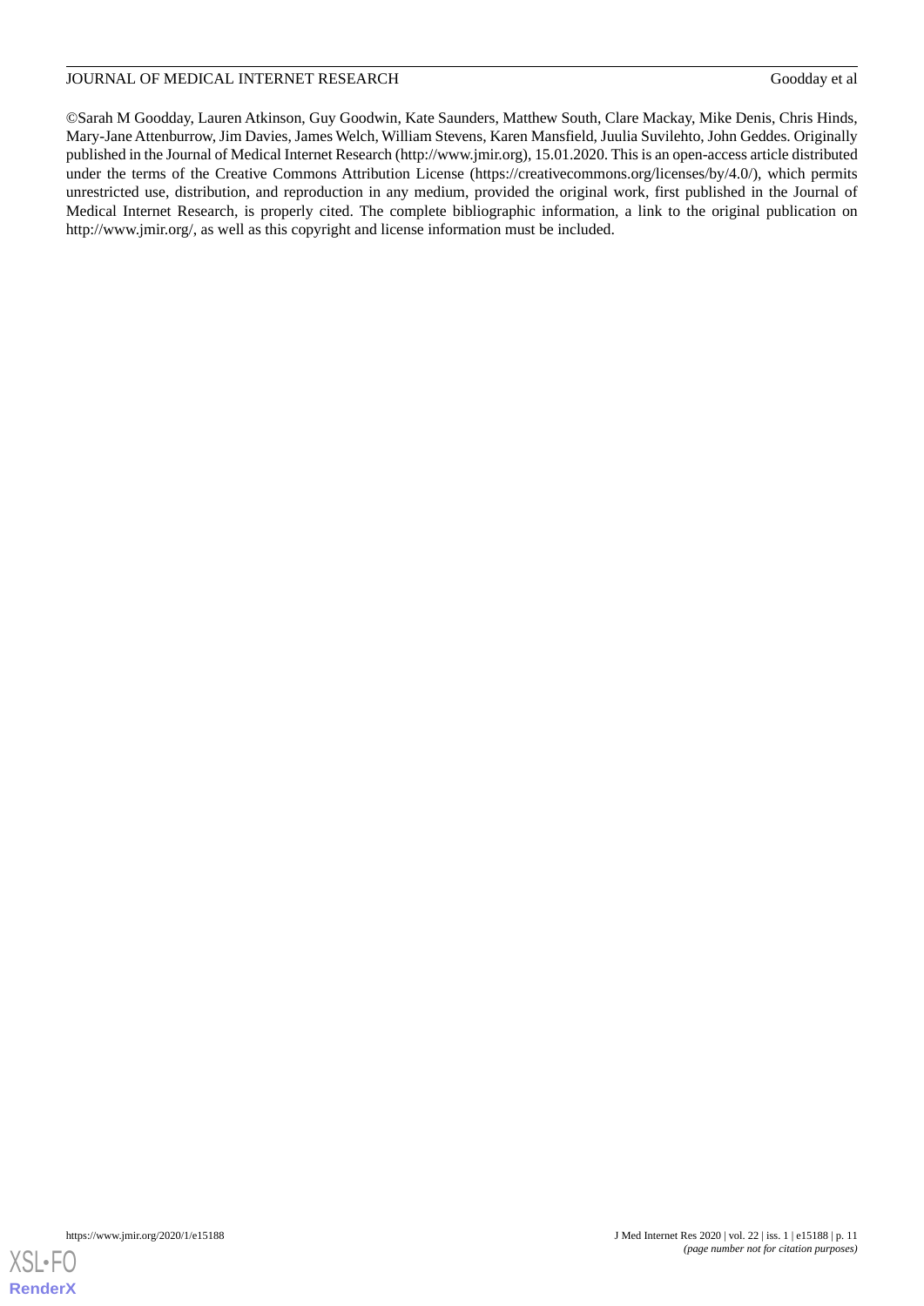©Sarah M Goodday, Lauren Atkinson, Guy Goodwin, Kate Saunders, Matthew South, Clare Mackay, Mike Denis, Chris Hinds, Mary-Jane Attenburrow, Jim Davies, James Welch, William Stevens, Karen Mansfield, Juulia Suvilehto, John Geddes. Originally published in the Journal of Medical Internet Research (http://www.jmir.org), 15.01.2020. This is an open-access article distributed under the terms of the Creative Commons Attribution License (https://creativecommons.org/licenses/by/4.0/), which permits unrestricted use, distribution, and reproduction in any medium, provided the original work, first published in the Journal of Medical Internet Research, is properly cited. The complete bibliographic information, a link to the original publication on http://www.jmir.org/, as well as this copyright and license information must be included.